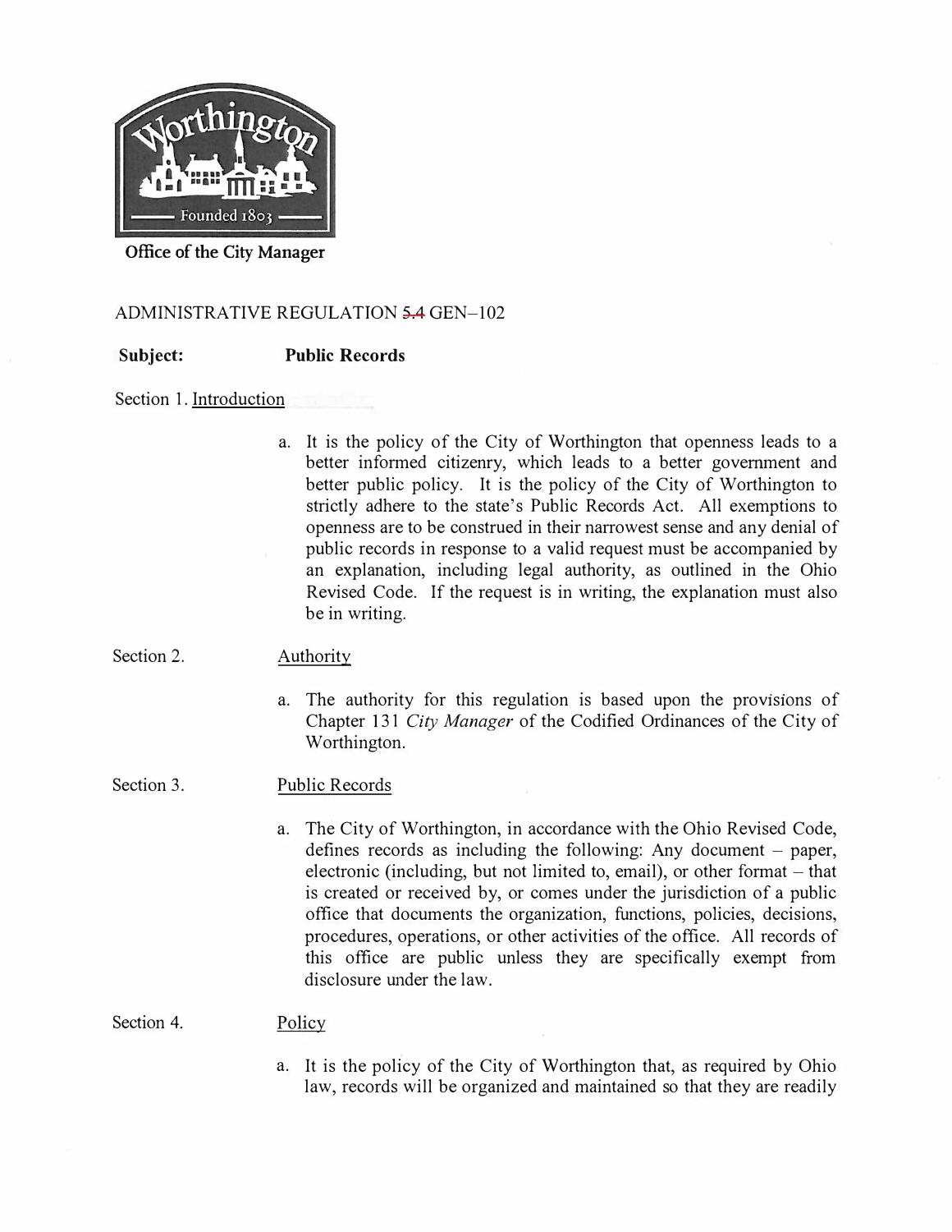Office of the City Manager

ADMINISTRATIVE REGULATION ~~5.4~~ GEN–102

**Subject:** **Public Records**

Section 1. Introduction

a. It is the policy of the City of Worthington that openness leads to a better informed citizenry, which leads to a better government and better public policy. It is the policy of the City of Worthington to strictly adhere to the state's Public Records Act. All exemptions to openness are to be construed in their narrowest sense and any denial of public records in response to a valid request must be accompanied by an explanation, including legal authority, as outlined in the Ohio Revised Code. If the request is in writing, the explanation must also be in writing.

Section 2. Authority

a. The authority for this regulation is based upon the provisions of Chapter 131 *City Manager* of the Codified Ordinances of the City of Worthington.

Section 3. Public Records

a. The City of Worthington, in accordance with the Ohio Revised Code, defines records as including the following: Any document – paper, electronic (including, but not limited to, email), or other format – that is created or received by, or comes under the jurisdiction of a public office that documents the organization, functions, policies, decisions, procedures, operations, or other activities of the office. All records of this office are public unless they are specifically exempt from disclosure under the law.

Section 4. Policy

a. It is the policy of the City of Worthington that, as required by Ohio law, records will be organized and maintained so that they are readily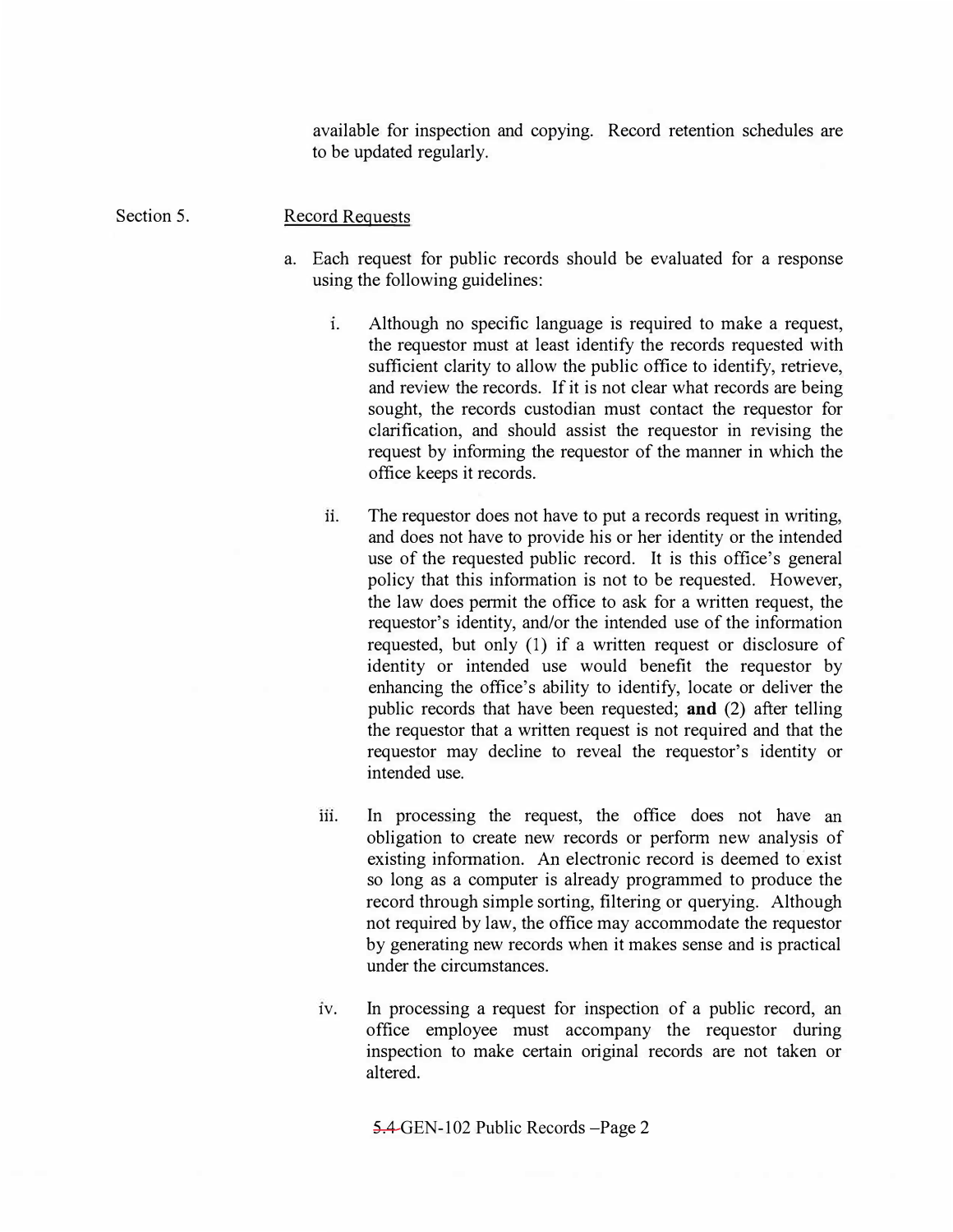available for inspection and copying. Record retention schedules are to be updated regularly.

Section 5. Record Requests

a. Each request for public records should be evaluated for a response using the following guidelines:

   i. Although no specific language is required to make a request, the requestor must at least identify the records requested with sufficient clarity to allow the public office to identify, retrieve, and review the records. If it is not clear what records are being sought, the records custodian must contact the requestor for clarification, and should assist the requestor in revising the request by informing the requestor of the manner in which the office keeps it records.

   ii. The requestor does not have to put a records request in writing, and does not have to provide his or her identity or the intended use of the requested public record. It is this office's general policy that this information is not to be requested. However, the law does permit the office to ask for a written request, the requestor's identity, and/or the intended use of the information requested, but only (1) if a written request or disclosure of identity or intended use would benefit the requestor by enhancing the office's ability to identify, locate or deliver the public records that have been requested; **and** (2) after telling the requestor that a written request is not required and that the requestor may decline to reveal the requestor's identity or intended use.

   iii. In processing the request, the office does not have an obligation to create new records or perform new analysis of existing information. An electronic record is deemed to exist so long as a computer is already programmed to produce the record through simple sorting, filtering or querying. Although not required by law, the office may accommodate the requestor by generating new records when it makes sense and is practical under the circumstances.

   iv. In processing a request for inspection of a public record, an office employee must accompany the requestor during inspection to make certain original records are not taken or altered.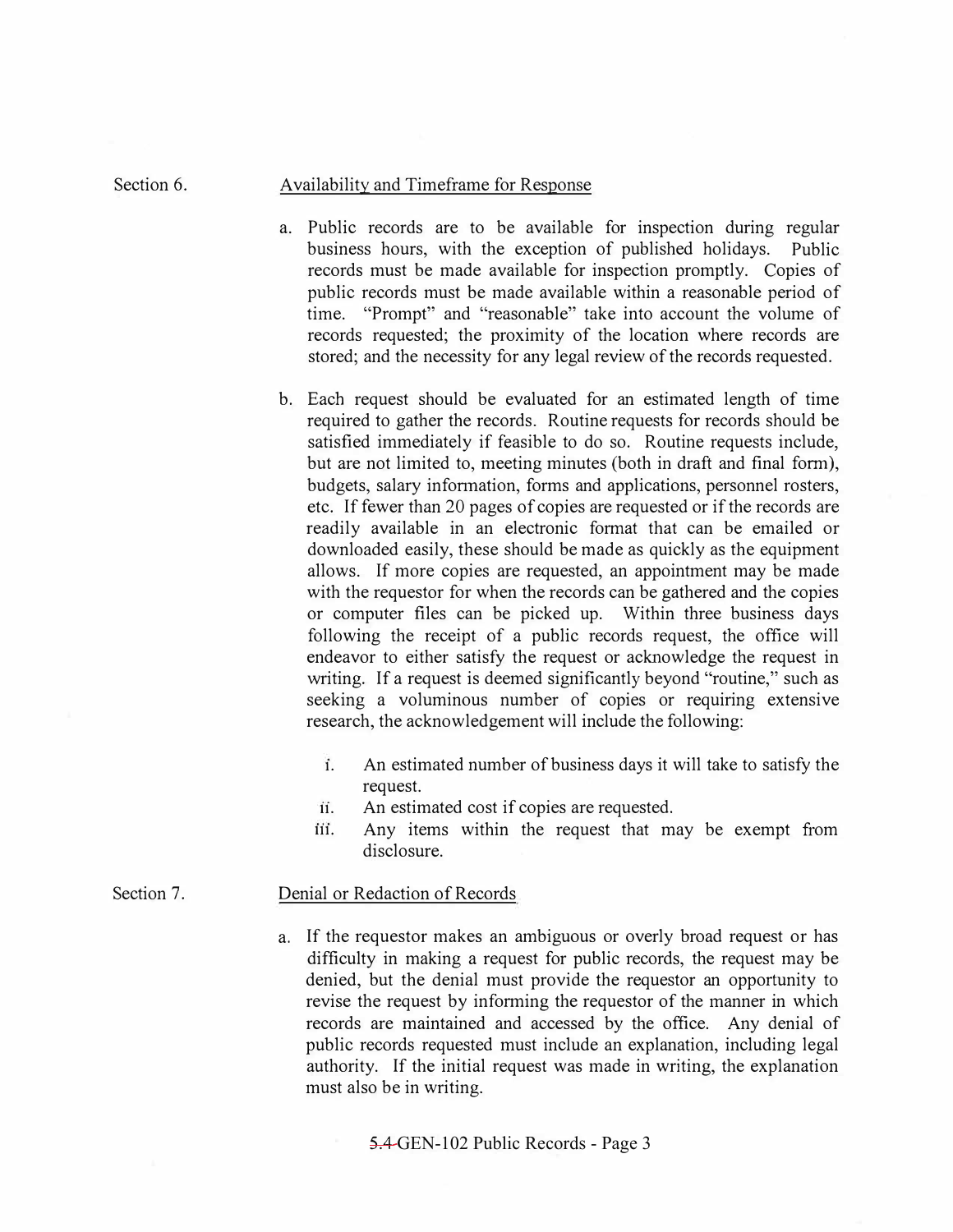Section 6. Availability and Timeframe for Response

a. Public records are to be available for inspection during regular business hours, with the exception of published holidays. Public records must be made available for inspection promptly. Copies of public records must be made available within a reasonable period of time. "Prompt" and "reasonable" take into account the volume of records requested; the proximity of the location where records are stored; and the necessity for any legal review of the records requested.

b. Each request should be evaluated for an estimated length of time required to gather the records. Routine requests for records should be satisfied immediately if feasible to do so. Routine requests include, but are not limited to, meeting minutes (both in draft and final form), budgets, salary information, forms and applications, personnel rosters, etc. If fewer than 20 pages of copies are requested or if the records are readily available in an electronic format that can be emailed or downloaded easily, these should be made as quickly as the equipment allows. If more copies are requested, an appointment may be made with the requestor for when the records can be gathered and the copies or computer files can be picked up. Within three business days following the receipt of a public records request, the office will endeavor to either satisfy the request or acknowledge the request in writing. If a request is deemed significantly beyond "routine," such as seeking a voluminous number of copies or requiring extensive research, the acknowledgement will include the following:

   i. An estimated number of business days it will take to satisfy the request.
   ii. An estimated cost if copies are requested.
   iii. Any items within the request that may be exempt from disclosure.

Section 7. Denial or Redaction of Records

a. If the requestor makes an ambiguous or overly broad request or has difficulty in making a request for public records, the request may be denied, but the denial must provide the requestor an opportunity to revise the request by informing the requestor of the manner in which records are maintained and accessed by the office. Any denial of public records requested must include an explanation, including legal authority. If the initial request was made in writing, the explanation must also be in writing.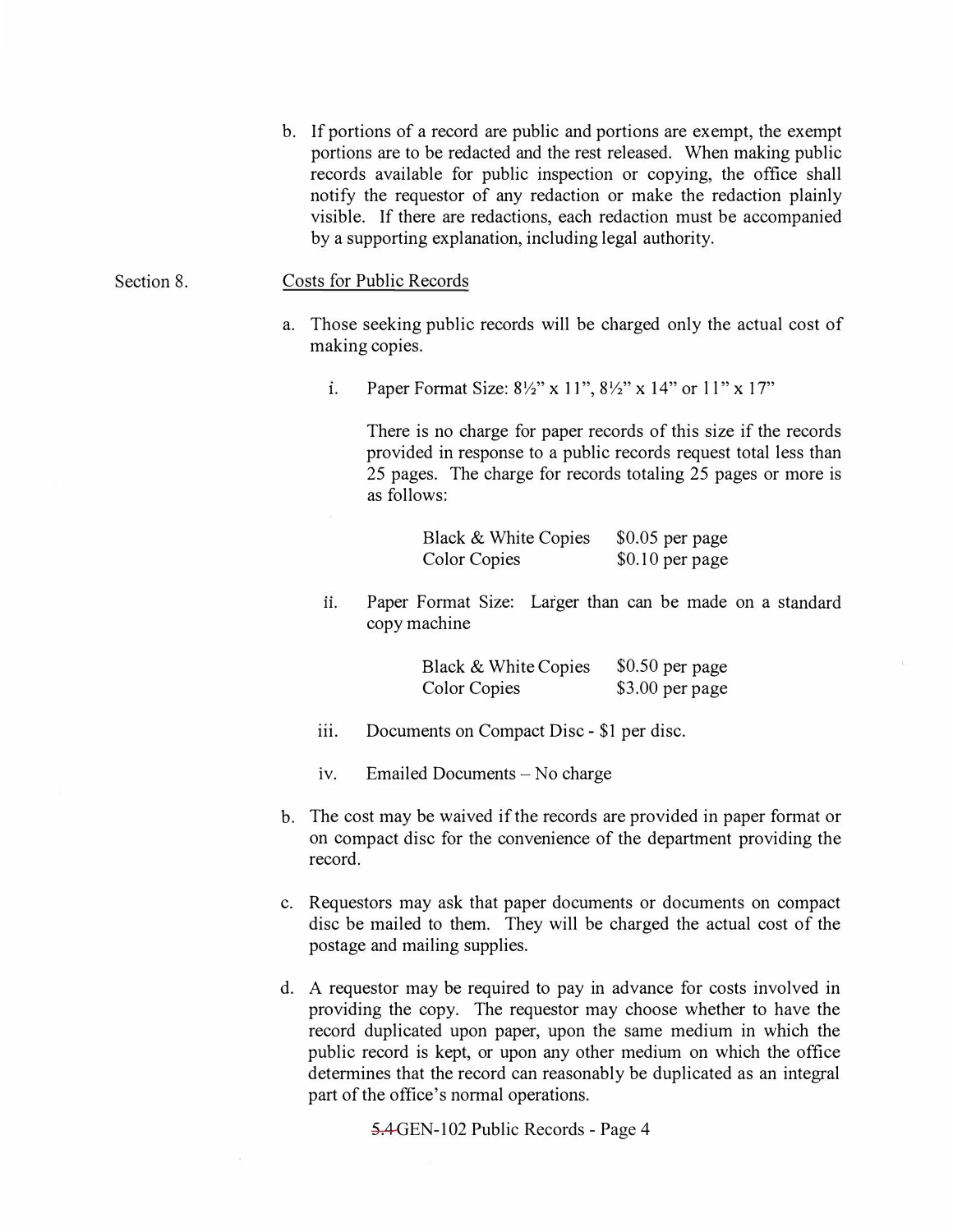b. If portions of a record are public and portions are exempt, the exempt portions are to be redacted and the rest released. When making public records available for public inspection or copying, the office shall notify the requestor of any redaction or make the redaction plainly visible. If there are redactions, each redaction must be accompanied by a supporting explanation, including legal authority.

Section 8. Costs for Public Records

a. Those seeking public records will be charged only the actual cost of making copies.

   i. Paper Format Size: 8½" x 11", 8½" x 14" or 11" x 17"

      There is no charge for paper records of this size if the records provided in response to a public records request total less than 25 pages. The charge for records totaling 25 pages or more is as follows:

      | | |
      |---|---|
      | Black & White Copies | $0.05 per page |
      | Color Copies | $0.10 per page |

   ii. Paper Format Size: Larger than can be made on a standard copy machine

      | | |
      |---|---|
      | Black & White Copies | $0.50 per page |
      | Color Copies | $3.00 per page |

   iii. Documents on Compact Disc - $1 per disc.

   iv. Emailed Documents – No charge

b. The cost may be waived if the records are provided in paper format or on compact disc for the convenience of the department providing the record.

c. Requestors may ask that paper documents or documents on compact disc be mailed to them. They will be charged the actual cost of the postage and mailing supplies.

d. A requestor may be required to pay in advance for costs involved in providing the copy. The requestor may choose whether to have the record duplicated upon paper, upon the same medium in which the public record is kept, or upon any other medium on which the office determines that the record can reasonably be duplicated as an integral part of the office's normal operations.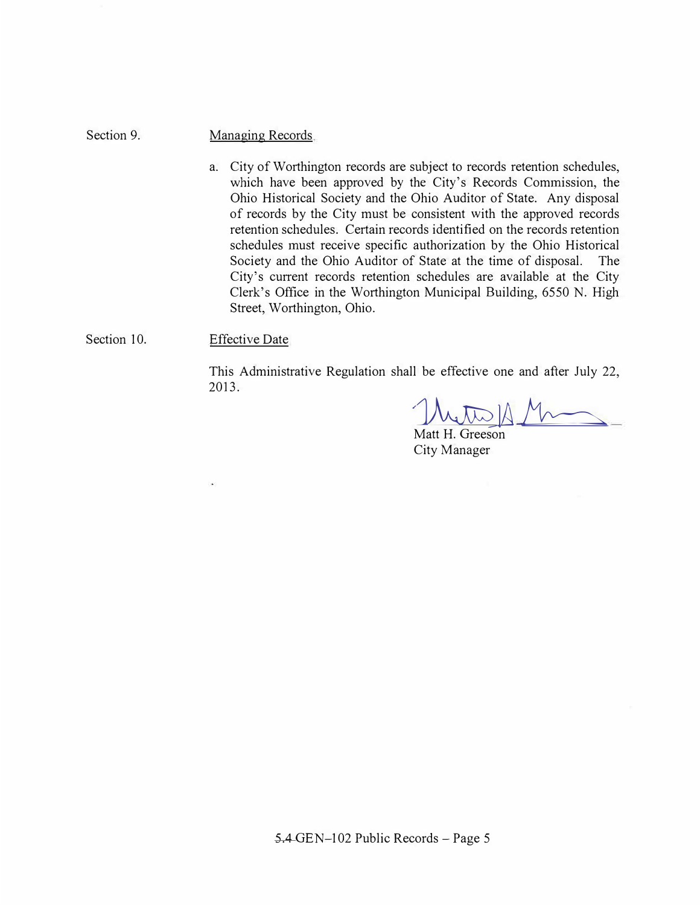Section 9. Managing Records

a. City of Worthington records are subject to records retention schedules, which have been approved by the City's Records Commission, the Ohio Historical Society and the Ohio Auditor of State. Any disposal of records by the City must be consistent with the approved records retention schedules. Certain records identified on the records retention schedules must receive specific authorization by the Ohio Historical Society and the Ohio Auditor of State at the time of disposal. The City's current records retention schedules are available at the City Clerk's Office in the Worthington Municipal Building, 6550 N. High Street, Worthington, Ohio.

Section 10. Effective Date

This Administrative Regulation shall be effective one and after July 22, 2013.

Matt H. Greeson
City Manager